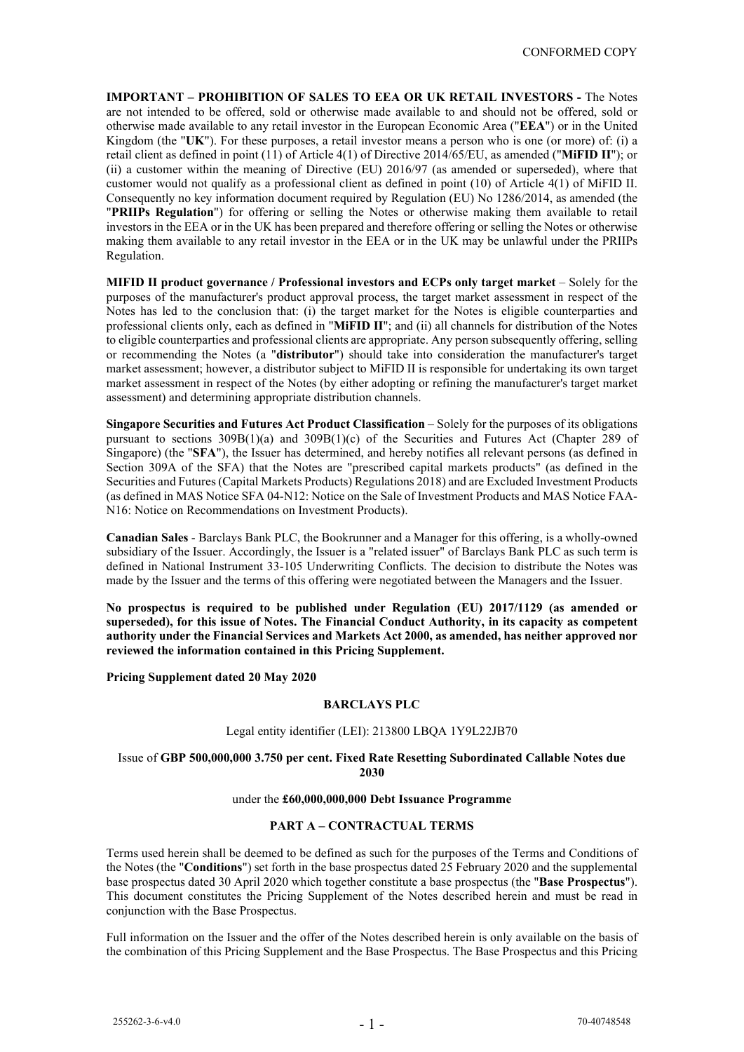CONFORMED COPY

**IMPORTANT – PROHIBITION OF SALES TO EEA OR UK RETAIL INVESTORS -** The Notes are not intended to be offered, sold or otherwise made available to and should not be offered, sold or otherwise made available to any retail investor in the European Economic Area ("**EEA**") or in the United Kingdom (the "**UK**"). For these purposes, a retail investor means a person who is one (or more) of: (i) a retail client as defined in point (11) of Article 4(1) of Directive 2014/65/EU, as amended ("**MiFID II**"); or (ii) a customer within the meaning of Directive (EU) 2016/97 (as amended or superseded), where that customer would not qualify as a professional client as defined in point (10) of Article 4(1) of MiFID II. Consequently no key information document required by Regulation (EU) No 1286/2014, as amended (the "**PRIIPs Regulation**") for offering or selling the Notes or otherwise making them available to retail investors in the EEA or in the UK has been prepared and therefore offering or selling the Notes or otherwise making them available to any retail investor in the EEA or in the UK may be unlawful under the PRIIPs Regulation.

**MIFID II product governance / Professional investors and ECPs only target market** – Solely for the purposes of the manufacturer's product approval process, the target market assessment in respect of the Notes has led to the conclusion that: (i) the target market for the Notes is eligible counterparties and professional clients only, each as defined in "**MiFID II**"; and (ii) all channels for distribution of the Notes to eligible counterparties and professional clients are appropriate. Any person subsequently offering, selling or recommending the Notes (a "**distributor**") should take into consideration the manufacturer's target market assessment; however, a distributor subject to MiFID II is responsible for undertaking its own target market assessment in respect of the Notes (by either adopting or refining the manufacturer's target market assessment) and determining appropriate distribution channels.

**Singapore Securities and Futures Act Product Classification** – Solely for the purposes of its obligations pursuant to sections 309B(1)(a) and 309B(1)(c) of the Securities and Futures Act (Chapter 289 of Singapore) (the "**SFA**"), the Issuer has determined, and hereby notifies all relevant persons (as defined in Section 309A of the SFA) that the Notes are "prescribed capital markets products" (as defined in the Securities and Futures (Capital Markets Products) Regulations 2018) and are Excluded Investment Products (as defined in MAS Notice SFA 04-N12: Notice on the Sale of Investment Products and MAS Notice FAA-N16: Notice on Recommendations on Investment Products).

**Canadian Sales** - Barclays Bank PLC, the Bookrunner and a Manager for this offering, is a wholly-owned subsidiary of the Issuer. Accordingly, the Issuer is a "related issuer" of Barclays Bank PLC as such term is defined in National Instrument 33-105 Underwriting Conflicts. The decision to distribute the Notes was made by the Issuer and the terms of this offering were negotiated between the Managers and the Issuer.

**No prospectus is required to be published under Regulation (EU) 2017/1129 (as amended or superseded), for this issue of Notes. The Financial Conduct Authority, in its capacity as competent authority under the Financial Services and Markets Act 2000, as amended, has neither approved nor reviewed the information contained in this Pricing Supplement.**

**Pricing Supplement dated 20 May 2020**

**BARCLAYS PLC**

Legal entity identifier (LEI): 213800 LBQA 1Y9L22JB70

Issue of **GBP 500,000,000 3.750 per cent. Fixed Rate Resetting Subordinated Callable Notes due 2030**

under the **£60,000,000,000 Debt Issuance Programme**

## PART A – CONTRACTUAL TERMS

Terms used herein shall be deemed to be defined as such for the purposes of the Terms and Conditions of the Notes (the "**Conditions**") set forth in the base prospectus dated 25 February 2020 and the supplemental base prospectus dated 30 April 2020 which together constitute a base prospectus (the "**Base Prospectus**"). This document constitutes the Pricing Supplement of the Notes described herein and must be read in conjunction with the Base Prospectus.

Full information on the Issuer and the offer of the Notes described herein is only available on the basis of the combination of this Pricing Supplement and the Base Prospectus. The Base Prospectus and this Pricing

255262-3-6-v4.0 70-40748548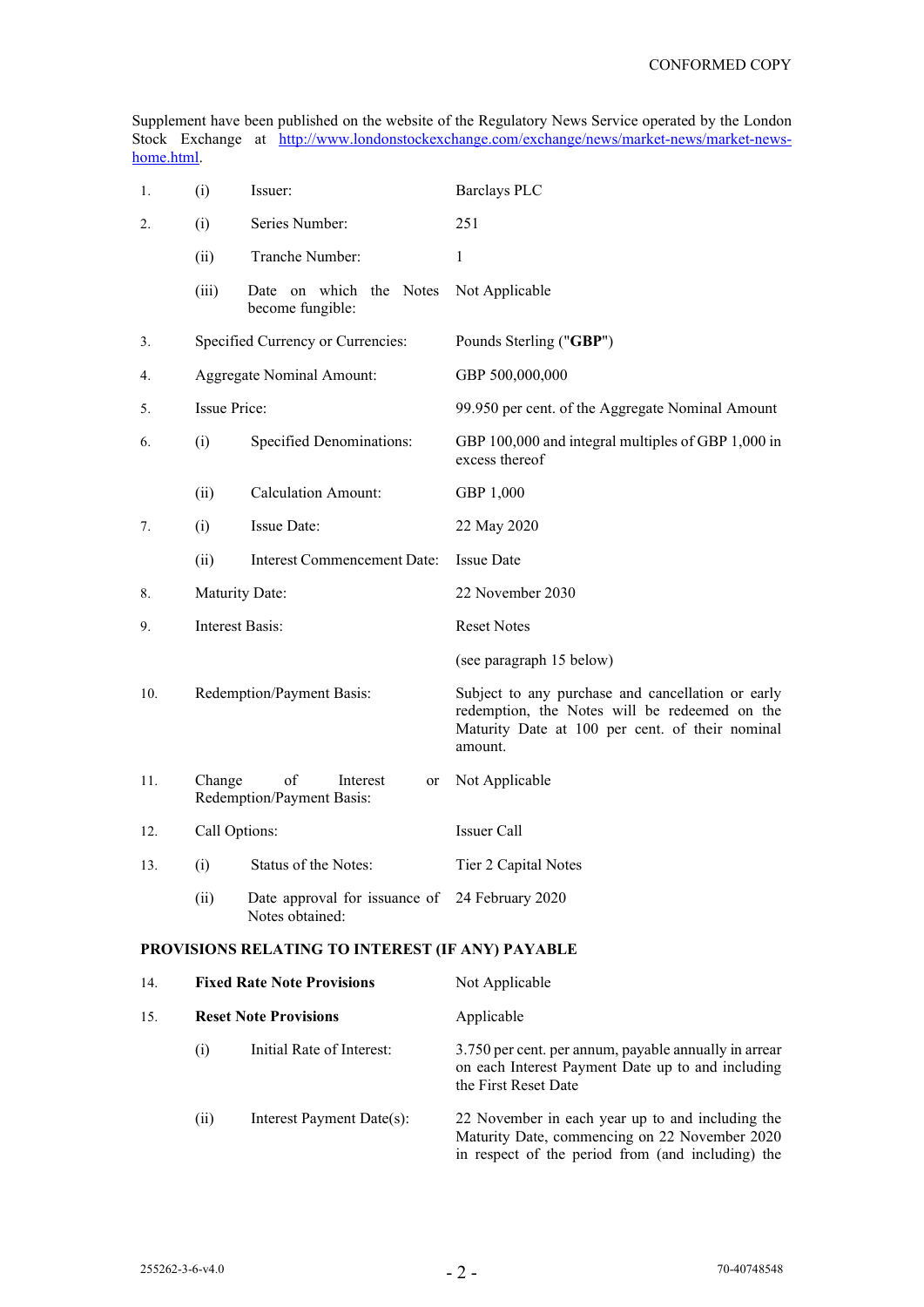Supplement have been published on the website of the Regulatory News Service operated by the London Stock Exchange at http://www.londonstockexchange.com/exchange/news/market-news/market-news-home.html.

| | | | |
|---|---|---|---|
| 1. | (i) | Issuer: | Barclays PLC |
| 2. | (i) | Series Number: | 251 |
| | (ii) | Tranche Number: | 1 |
| | (iii) | Date on which the Notes become fungible: | Not Applicable |
| 3. | | Specified Currency or Currencies: | Pounds Sterling ("**GBP**") |
| 4. | | Aggregate Nominal Amount: | GBP 500,000,000 |
| 5. | | Issue Price: | 99.950 per cent. of the Aggregate Nominal Amount |
| 6. | (i) | Specified Denominations: | GBP 100,000 and integral multiples of GBP 1,000 in excess thereof |
| | (ii) | Calculation Amount: | GBP 1,000 |
| 7. | (i) | Issue Date: | 22 May 2020 |
| | (ii) | Interest Commencement Date: | Issue Date |
| 8. | | Maturity Date: | 22 November 2030 |
| 9. | | Interest Basis: | Reset Notes<br><br>(see paragraph 15 below) |
| 10. | | Redemption/Payment Basis: | Subject to any purchase and cancellation or early redemption, the Notes will be redeemed on the Maturity Date at 100 per cent. of their nominal amount. |
| 11. | | Change of Interest or Redemption/Payment Basis: | Not Applicable |
| 12. | | Call Options: | Issuer Call |
| 13. | (i) | Status of the Notes: | Tier 2 Capital Notes |
| | (ii) | Date approval for issuance of Notes obtained: | 24 February 2020 |

**PROVISIONS RELATING TO INTEREST (IF ANY) PAYABLE**

| | | | |
|---|---|---|---|
| 14. | | **Fixed Rate Note Provisions** | Not Applicable |
| 15. | | **Reset Note Provisions** | Applicable |
| | (i) | Initial Rate of Interest: | 3.750 per cent. per annum, payable annually in arrear on each Interest Payment Date up to and including the First Reset Date |
| | (ii) | Interest Payment Date(s): | 22 November in each year up to and including the Maturity Date, commencing on 22 November 2020 in respect of the period from (and including) the |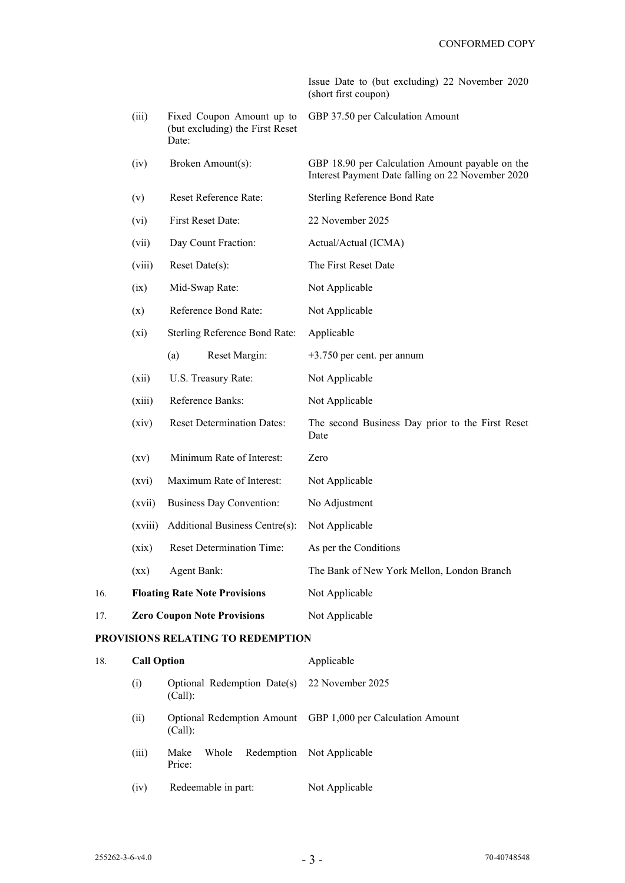|  |  |  |  |
|---|---|---|---|
|  |  |  | Issue Date to (but excluding) 22 November 2020 (short first coupon) |
|  | (iii) | Fixed Coupon Amount up to (but excluding) the First Reset Date: | GBP 37.50 per Calculation Amount |
|  | (iv) | Broken Amount(s): | GBP 18.90 per Calculation Amount payable on the Interest Payment Date falling on 22 November 2020 |
|  | (v) | Reset Reference Rate: | Sterling Reference Bond Rate |
|  | (vi) | First Reset Date: | 22 November 2025 |
|  | (vii) | Day Count Fraction: | Actual/Actual (ICMA) |
|  | (viii) | Reset Date(s): | The First Reset Date |
|  | (ix) | Mid-Swap Rate: | Not Applicable |
|  | (x) | Reference Bond Rate: | Not Applicable |
|  | (xi) | Sterling Reference Bond Rate: | Applicable |
|  |  | (a) Reset Margin: | +3.750 per cent. per annum |
|  | (xii) | U.S. Treasury Rate: | Not Applicable |
|  | (xiii) | Reference Banks: | Not Applicable |
|  | (xiv) | Reset Determination Dates: | The second Business Day prior to the First Reset Date |
|  | (xv) | Minimum Rate of Interest: | Zero |
|  | (xvi) | Maximum Rate of Interest: | Not Applicable |
|  | (xvii) | Business Day Convention: | No Adjustment |
|  | (xviii) | Additional Business Centre(s): | Not Applicable |
|  | (xix) | Reset Determination Time: | As per the Conditions |
|  | (xx) | Agent Bank: | The Bank of New York Mellon, London Branch |
| 16. | **Floating Rate Note Provisions** |  | Not Applicable |
| 17. | **Zero Coupon Note Provisions** |  | Not Applicable |

**PROVISIONS RELATING TO REDEMPTION**

|  |  |  |  |
|---|---|---|---|
| 18. | **Call Option** |  | Applicable |
|  | (i) | Optional Redemption Date(s) (Call): | 22 November 2025 |
|  | (ii) | Optional Redemption Amount (Call): | GBP 1,000 per Calculation Amount |
|  | (iii) | Make Whole Redemption Price: | Not Applicable |
|  | (iv) | Redeemable in part: | Not Applicable |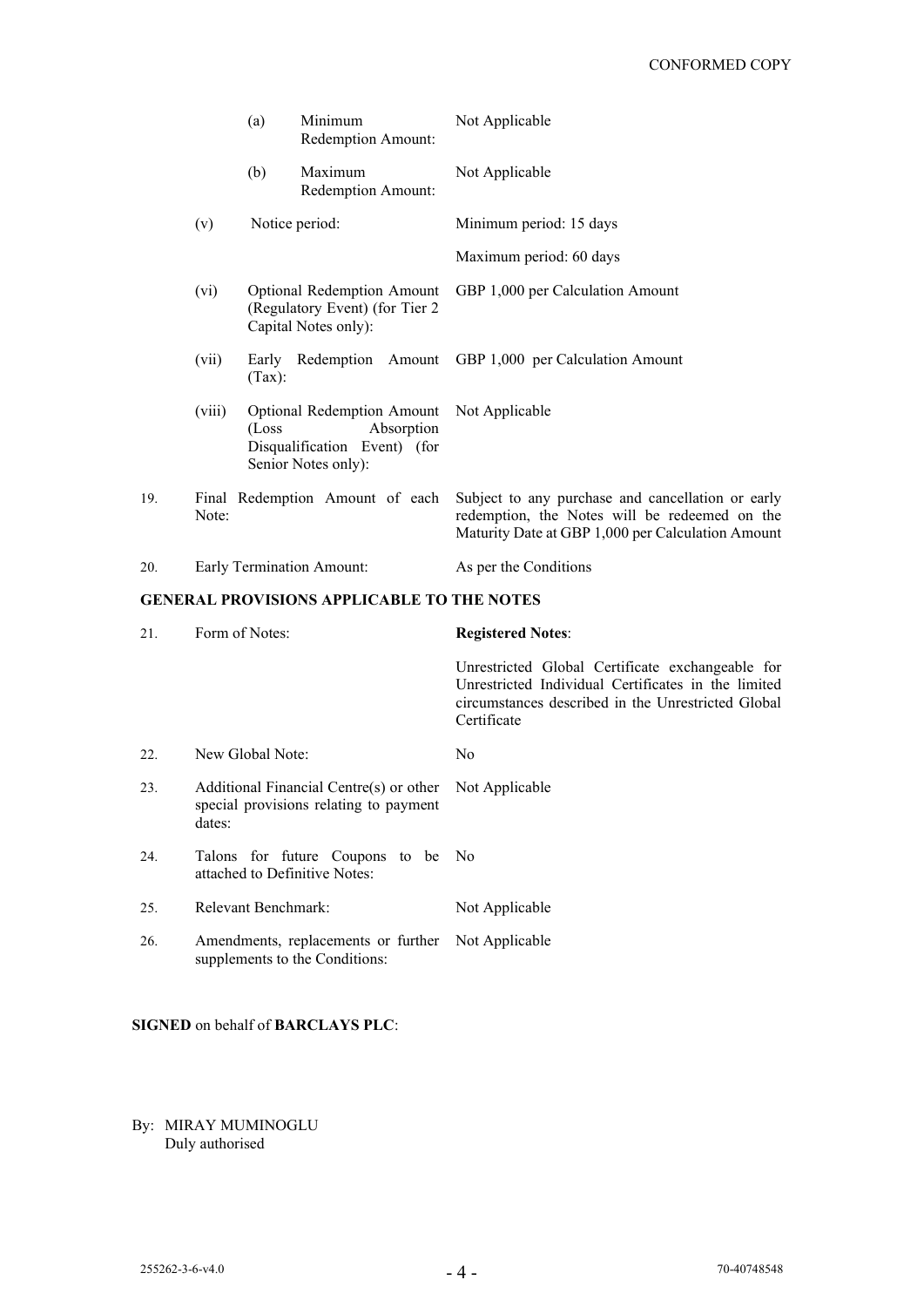| | | |
|---|---|---|
| | (a) Minimum Redemption Amount: | Not Applicable |
| | (b) Maximum Redemption Amount: | Not Applicable |
| (v) | Notice period: | Minimum period: 15 days<br>Maximum period: 60 days |
| (vi) | Optional Redemption Amount (Regulatory Event) (for Tier 2 Capital Notes only): | GBP 1,000 per Calculation Amount |
| (vii) | Early Redemption Amount (Tax): | GBP 1,000 per Calculation Amount |
| (viii) | Optional Redemption Amount (Loss Absorption Disqualification Event) (for Senior Notes only): | Not Applicable |
| 19. | Final Redemption Amount of each Note: | Subject to any purchase and cancellation or early redemption, the Notes will be redeemed on the Maturity Date at GBP 1,000 per Calculation Amount |
| 20. | Early Termination Amount: | As per the Conditions |

## GENERAL PROVISIONS APPLICABLE TO THE NOTES

| | | |
|---|---|---|
| 21. | Form of Notes: | **Registered Notes**:<br>Unrestricted Global Certificate exchangeable for Unrestricted Individual Certificates in the limited circumstances described in the Unrestricted Global Certificate |
| 22. | New Global Note: | No |
| 23. | Additional Financial Centre(s) or other special provisions relating to payment dates: | Not Applicable |
| 24. | Talons for future Coupons to be attached to Definitive Notes: | No |
| 25. | Relevant Benchmark: | Not Applicable |
| 26. | Amendments, replacements or further supplements to the Conditions: | Not Applicable |

**SIGNED** on behalf of **BARCLAYS PLC**:

By: MIRAY MUMINOGLU
Duly authorised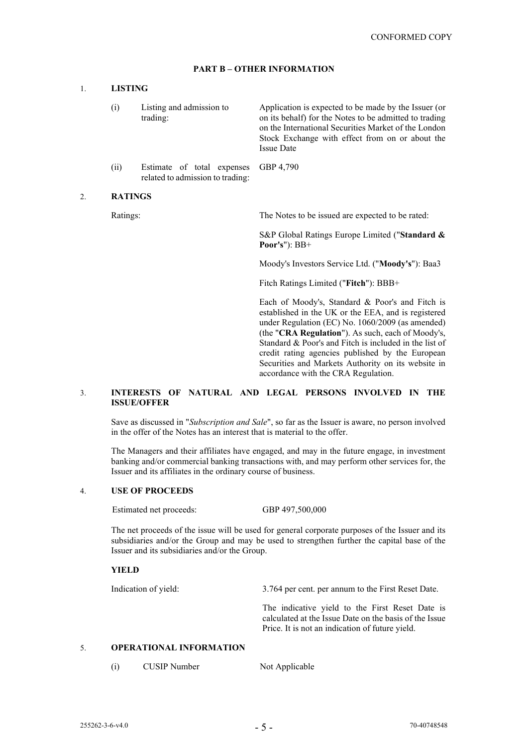## PART B – OTHER INFORMATION

### 1. LISTING

| | | |
|---|---|---|
| (i) | Listing and admission to trading: | Application is expected to be made by the Issuer (or on its behalf) for the Notes to be admitted to trading on the International Securities Market of the London Stock Exchange with effect from on or about the Issue Date |
| (ii) | Estimate of total expenses related to admission to trading: | GBP 4,790 |

### 2. RATINGS

Ratings: The Notes to be issued are expected to be rated:

S&P Global Ratings Europe Limited ("**Standard & Poor's**"): BB+

Moody's Investors Service Ltd. ("**Moody's**"): Baa3

Fitch Ratings Limited ("**Fitch**"): BBB+

Each of Moody's, Standard & Poor's and Fitch is established in the UK or the EEA, and is registered under Regulation (EC) No. 1060/2009 (as amended) (the "**CRA Regulation**"). As such, each of Moody's, Standard & Poor's and Fitch is included in the list of credit rating agencies published by the European Securities and Markets Authority on its website in accordance with the CRA Regulation.

### 3. INTERESTS OF NATURAL AND LEGAL PERSONS INVOLVED IN THE ISSUE/OFFER

Save as discussed in "*Subscription and Sale*", so far as the Issuer is aware, no person involved in the offer of the Notes has an interest that is material to the offer.

The Managers and their affiliates have engaged, and may in the future engage, in investment banking and/or commercial banking transactions with, and may perform other services for, the Issuer and its affiliates in the ordinary course of business.

### 4. USE OF PROCEEDS

Estimated net proceeds: GBP 497,500,000

The net proceeds of the issue will be used for general corporate purposes of the Issuer and its subsidiaries and/or the Group and may be used to strengthen further the capital base of the Issuer and its subsidiaries and/or the Group.

**YIELD**

Indication of yield: 3.764 per cent. per annum to the First Reset Date.

The indicative yield to the First Reset Date is calculated at the Issue Date on the basis of the Issue Price. It is not an indication of future yield.

### 5. OPERATIONAL INFORMATION

| | | |
|---|---|---|
| (i) | CUSIP Number | Not Applicable |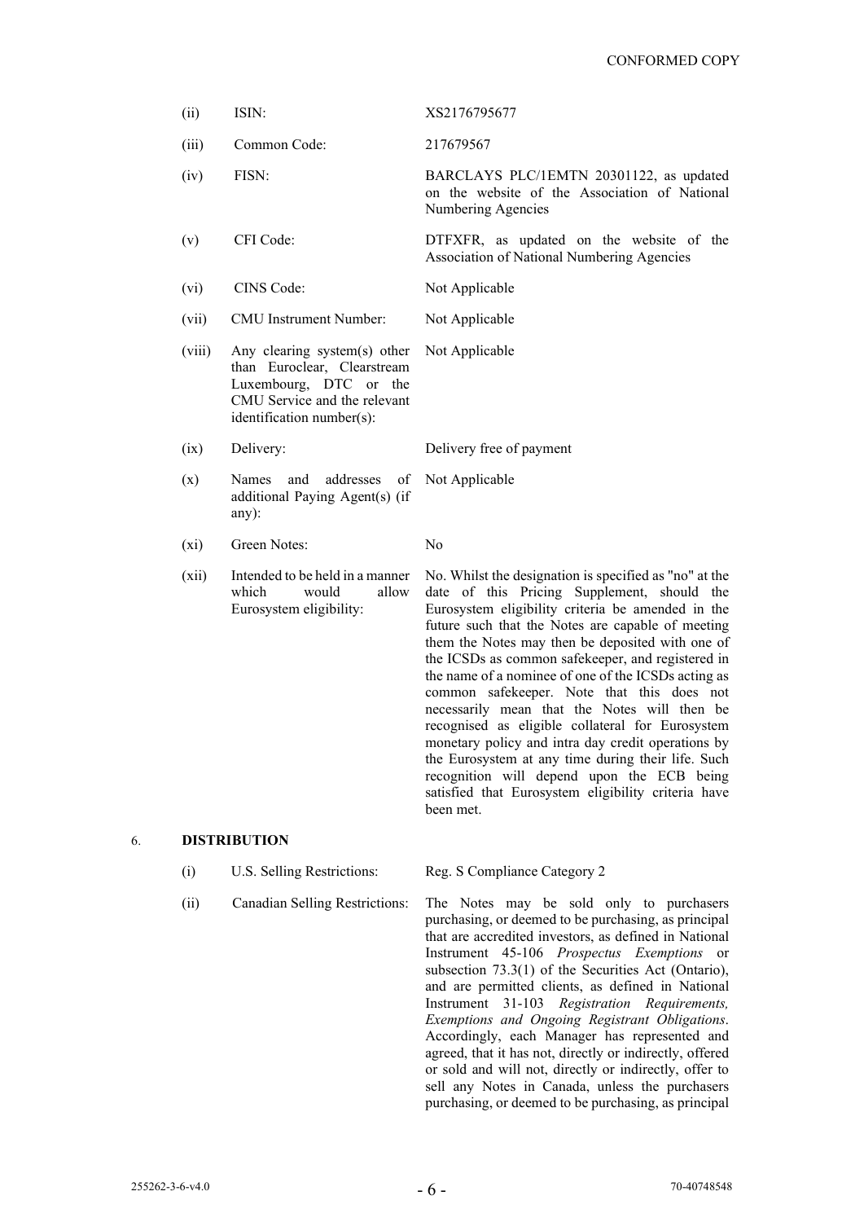| | | |
|---|---|---|
| (ii) | ISIN: | XS2176795677 |
| (iii) | Common Code: | 217679567 |
| (iv) | FISN: | BARCLAYS PLC/1EMTN 20301122, as updated on the website of the Association of National Numbering Agencies |
| (v) | CFI Code: | DTFXFR, as updated on the website of the Association of National Numbering Agencies |
| (vi) | CINS Code: | Not Applicable |
| (vii) | CMU Instrument Number: | Not Applicable |
| (viii) | Any clearing system(s) other than Euroclear, Clearstream Luxembourg, DTC or the CMU Service and the relevant identification number(s): | Not Applicable |
| (ix) | Delivery: | Delivery free of payment |
| (x) | Names and addresses of additional Paying Agent(s) (if any): | Not Applicable |
| (xi) | Green Notes: | No |
| (xii) | Intended to be held in a manner which would allow Eurosystem eligibility: | No. Whilst the designation is specified as "no" at the date of this Pricing Supplement, should the Eurosystem eligibility criteria be amended in the future such that the Notes are capable of meeting them the Notes may then be deposited with one of the ICSDs as common safekeeper, and registered in the name of a nominee of one of the ICSDs acting as common safekeeper. Note that this does not necessarily mean that the Notes will then be recognised as eligible collateral for Eurosystem monetary policy and intra day credit operations by the Eurosystem at any time during their life. Such recognition will depend upon the ECB being satisfied that Eurosystem eligibility criteria have been met. |

6. **DISTRIBUTION**

| | | |
|---|---|---|
| (i) | U.S. Selling Restrictions: | Reg. S Compliance Category 2 |
| (ii) | Canadian Selling Restrictions: | The Notes may be sold only to purchasers purchasing, or deemed to be purchasing, as principal that are accredited investors, as defined in National Instrument 45-106 *Prospectus Exemptions* or subsection 73.3(1) of the Securities Act (Ontario), and are permitted clients, as defined in National Instrument 31-103 *Registration Requirements, Exemptions and Ongoing Registrant Obligations*. Accordingly, each Manager has represented and agreed, that it has not, directly or indirectly, offered or sold and will not, directly or indirectly, offer to sell any Notes in Canada, unless the purchasers purchasing, or deemed to be purchasing, as principal |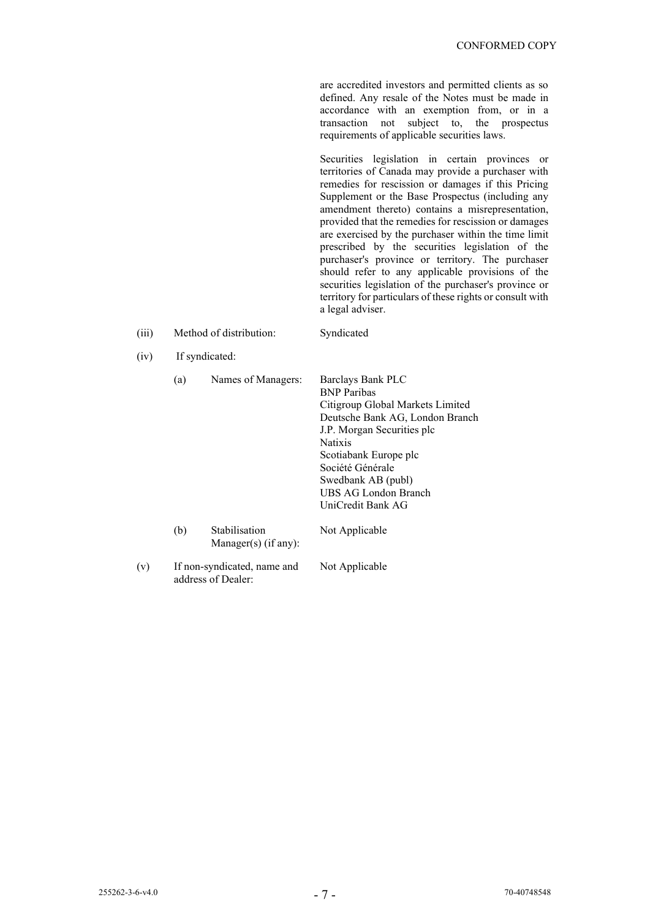are accredited investors and permitted clients as so defined. Any resale of the Notes must be made in accordance with an exemption from, or in a transaction not subject to, the prospectus requirements of applicable securities laws.

Securities legislation in certain provinces or territories of Canada may provide a purchaser with remedies for rescission or damages if this Pricing Supplement or the Base Prospectus (including any amendment thereto) contains a misrepresentation, provided that the remedies for rescission or damages are exercised by the purchaser within the time limit prescribed by the securities legislation of the purchaser's province or territory. The purchaser should refer to any applicable provisions of the securities legislation of the purchaser's province or territory for particulars of these rights or consult with a legal adviser.

| | | | |
|---|---|---|---|
| (iii) | Method of distribution: | | Syndicated |
| (iv) | If syndicated: | | |
| | (a) | Names of Managers: | Barclays Bank PLC<br>BNP Paribas<br>Citigroup Global Markets Limited<br>Deutsche Bank AG, London Branch<br>J.P. Morgan Securities plc<br>Natixis<br>Scotiabank Europe plc<br>Société Générale<br>Swedbank AB (publ)<br>UBS AG London Branch<br>UniCredit Bank AG |
| | (b) | Stabilisation Manager(s) (if any): | Not Applicable |
| (v) | If non-syndicated, name and address of Dealer: | | Not Applicable |